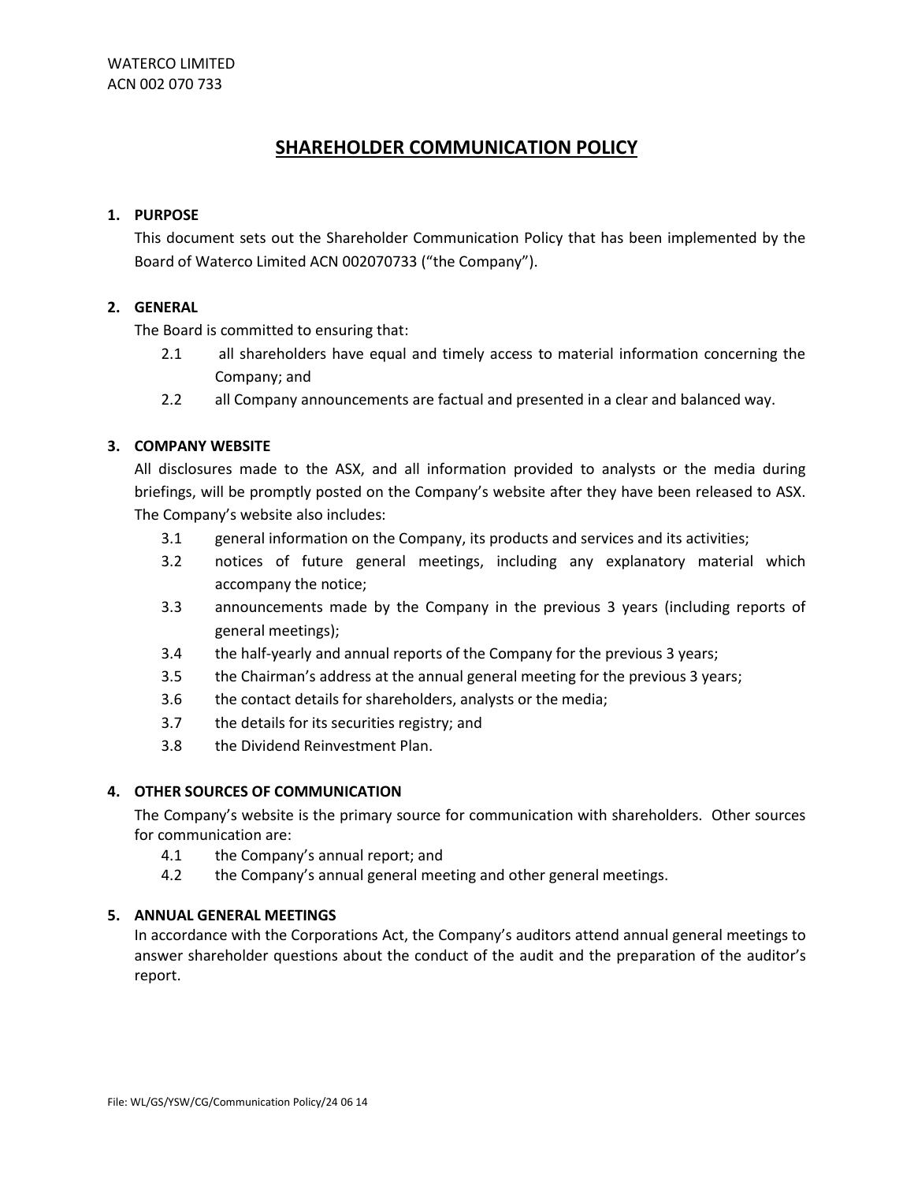WATERCO LIMITED
ACN 002 070 733

# SHAREHOLDER COMMUNICATION POLICY

## 1. PURPOSE

This document sets out the Shareholder Communication Policy that has been implemented by the Board of Waterco Limited ACN 002070733 ("the Company").

## 2. GENERAL

The Board is committed to ensuring that:

2.1 all shareholders have equal and timely access to material information concerning the Company; and

2.2 all Company announcements are factual and presented in a clear and balanced way.

## 3. COMPANY WEBSITE

All disclosures made to the ASX, and all information provided to analysts or the media during briefings, will be promptly posted on the Company's website after they have been released to ASX. The Company's website also includes:

3.1 general information on the Company, its products and services and its activities;

3.2 notices of future general meetings, including any explanatory material which accompany the notice;

3.3 announcements made by the Company in the previous 3 years (including reports of general meetings);

3.4 the half-yearly and annual reports of the Company for the previous 3 years;

3.5 the Chairman's address at the annual general meeting for the previous 3 years;

3.6 the contact details for shareholders, analysts or the media;

3.7 the details for its securities registry; and

3.8 the Dividend Reinvestment Plan.

## 4. OTHER SOURCES OF COMMUNICATION

The Company's website is the primary source for communication with shareholders. Other sources for communication are:

4.1 the Company's annual report; and

4.2 the Company's annual general meeting and other general meetings.

## 5. ANNUAL GENERAL MEETINGS

In accordance with the Corporations Act, the Company's auditors attend annual general meetings to answer shareholder questions about the conduct of the audit and the preparation of the auditor's report.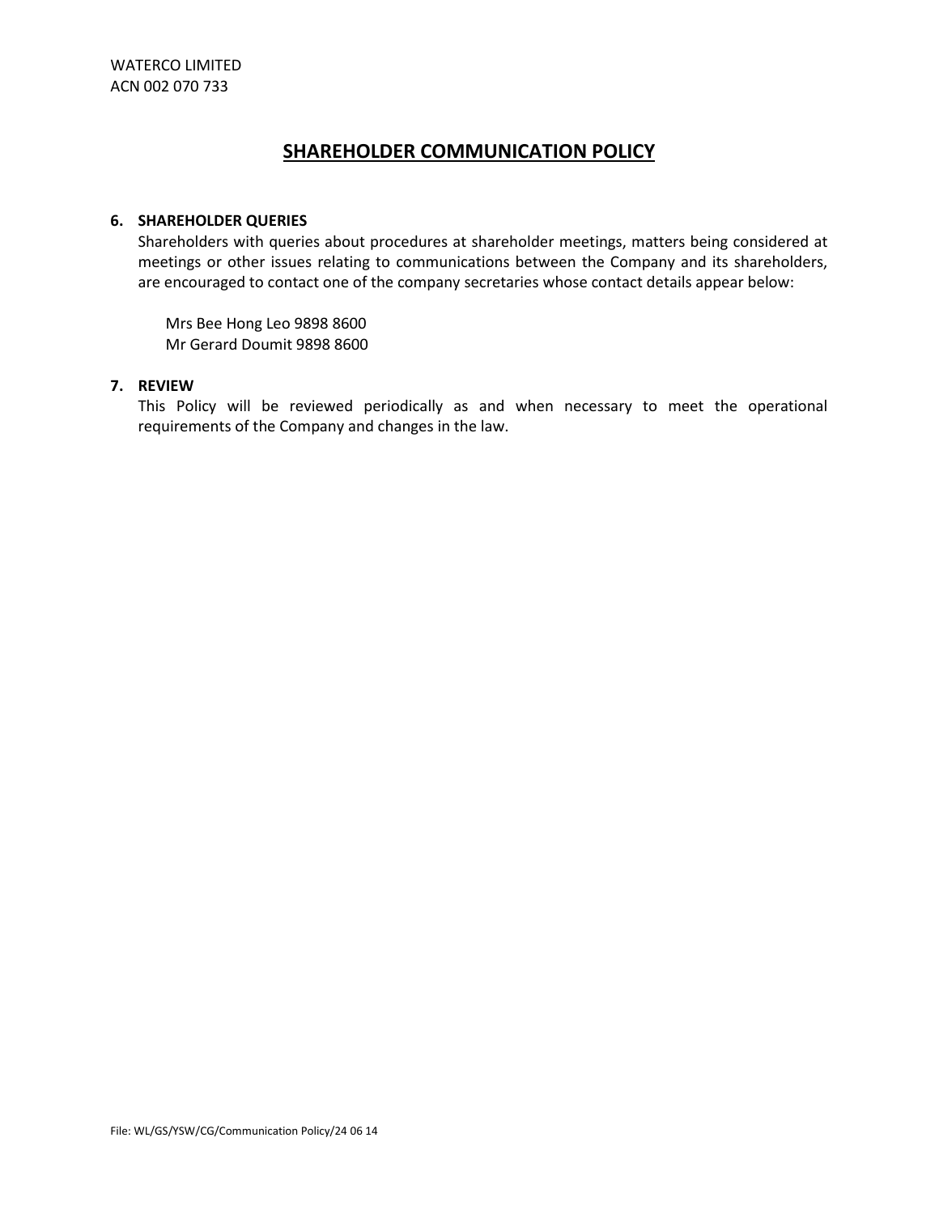WATERCO LIMITED
ACN 002 070 733

# SHAREHOLDER COMMUNICATION POLICY

## 6. SHAREHOLDER QUERIES

Shareholders with queries about procedures at shareholder meetings, matters being considered at meetings or other issues relating to communications between the Company and its shareholders, are encouraged to contact one of the company secretaries whose contact details appear below:

Mrs Bee Hong Leo 9898 8600
Mr Gerard Doumit 9898 8600

## 7. REVIEW

This Policy will be reviewed periodically as and when necessary to meet the operational requirements of the Company and changes in the law.

File: WL/GS/YSW/CG/Communication Policy/24 06 14